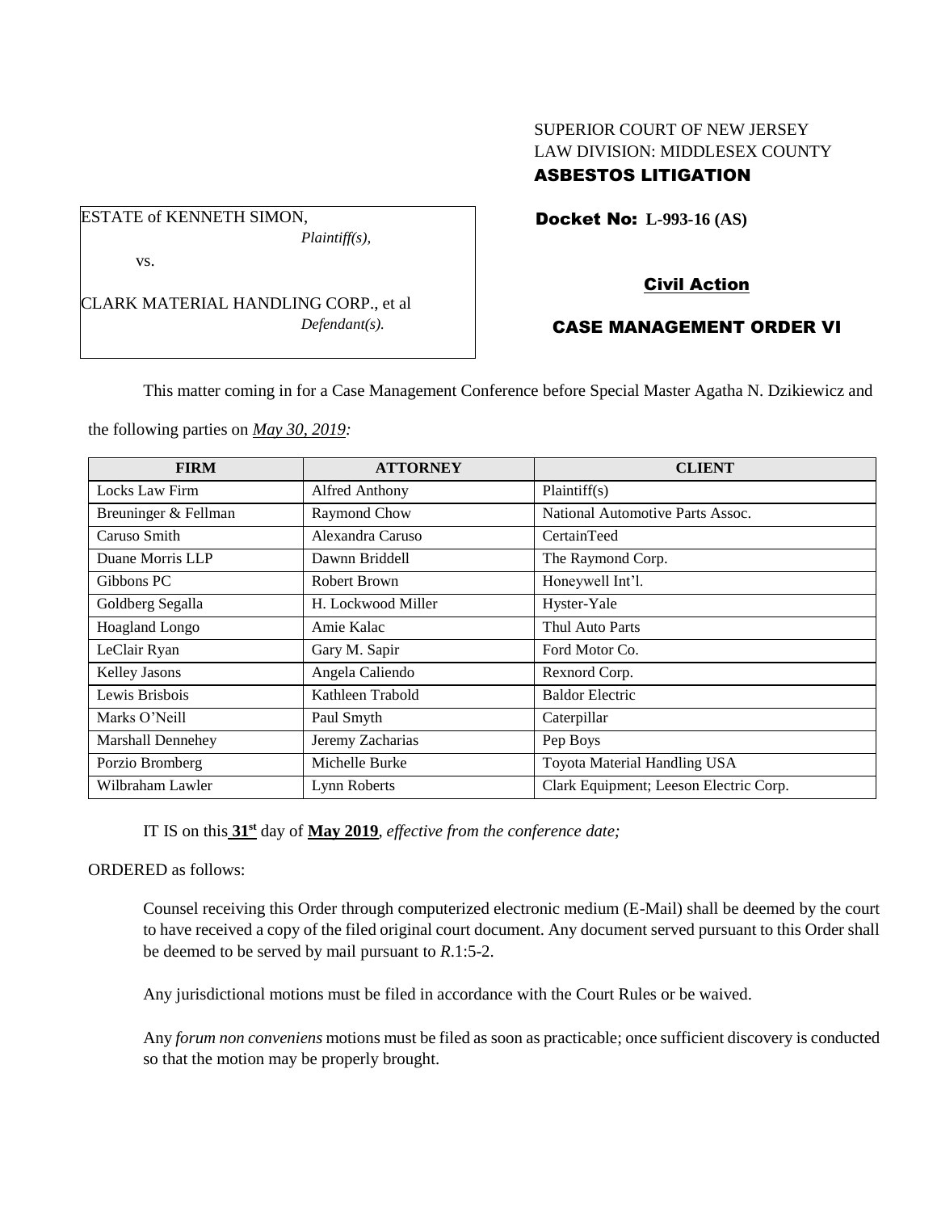SUPERIOR COURT OF NEW JERSEY
LAW DIVISION: MIDDLESEX COUNTY
**ASBESTOS LITIGATION**

ESTATE of KENNETH SIMON,
*Plaintiff(s),*

vs.

CLARK MATERIAL HANDLING CORP., et al
*Defendant(s).*

**Docket No: L-993-16 (AS)**

**Civil Action**

**CASE MANAGEMENT ORDER VI**

This matter coming in for a Case Management Conference before Special Master Agatha N. Dzikiewicz and the following parties on *May 30, 2019:*

| FIRM | ATTORNEY | CLIENT |
|---|---|---|
| Locks Law Firm | Alfred Anthony | Plaintiff(s) |
| Breuninger & Fellman | Raymond Chow | National Automotive Parts Assoc. |
| Caruso Smith | Alexandra Caruso | CertainTeed |
| Duane Morris LLP | Dawnn Briddell | The Raymond Corp. |
| Gibbons PC | Robert Brown | Honeywell Int'l. |
| Goldberg Segalla | H. Lockwood Miller | Hyster-Yale |
| Hoagland Longo | Amie Kalac | Thul Auto Parts |
| LeClair Ryan | Gary M. Sapir | Ford Motor Co. |
| Kelley Jasons | Angela Caliendo | Rexnord Corp. |
| Lewis Brisbois | Kathleen Trabold | Baldor Electric |
| Marks O'Neill | Paul Smyth | Caterpillar |
| Marshall Dennehey | Jeremy Zacharias | Pep Boys |
| Porzio Bromberg | Michelle Burke | Toyota Material Handling USA |
| Wilbraham Lawler | Lynn Roberts | Clark Equipment; Leeson Electric Corp. |

IT IS on this **31st** day of **May 2019**, *effective from the conference date;*

ORDERED as follows:

Counsel receiving this Order through computerized electronic medium (E-Mail) shall be deemed by the court to have received a copy of the filed original court document. Any document served pursuant to this Order shall be deemed to be served by mail pursuant to *R*.1:5-2.

Any jurisdictional motions must be filed in accordance with the Court Rules or be waived.

Any *forum non conveniens* motions must be filed as soon as practicable; once sufficient discovery is conducted so that the motion may be properly brought.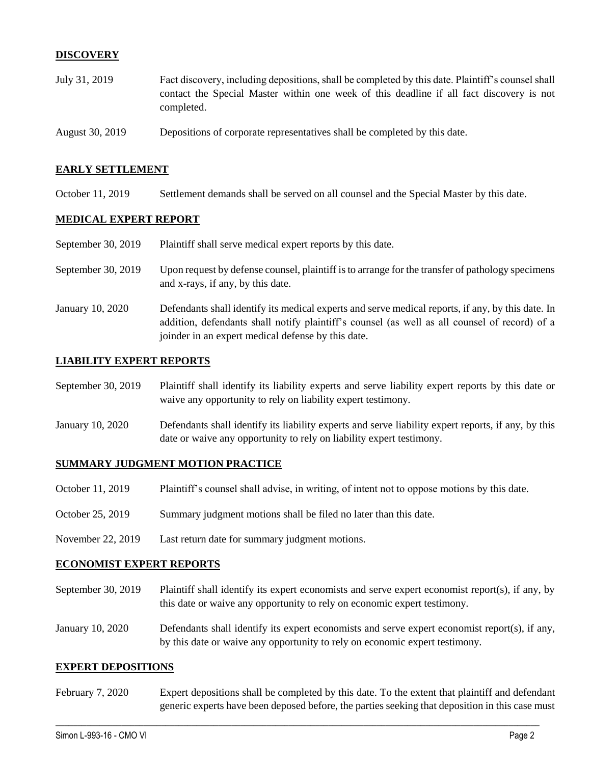## DISCOVERY

| | |
|---|---|
| July 31, 2019 | Fact discovery, including depositions, shall be completed by this date. Plaintiff's counsel shall contact the Special Master within one week of this deadline if all fact discovery is not completed. |
| August 30, 2019 | Depositions of corporate representatives shall be completed by this date. |

## EARLY SETTLEMENT

| | |
|---|---|
| October 11, 2019 | Settlement demands shall be served on all counsel and the Special Master by this date. |

## MEDICAL EXPERT REPORT

| | |
|---|---|
| September 30, 2019 | Plaintiff shall serve medical expert reports by this date. |
| September 30, 2019 | Upon request by defense counsel, plaintiff is to arrange for the transfer of pathology specimens and x-rays, if any, by this date. |
| January 10, 2020 | Defendants shall identify its medical experts and serve medical reports, if any, by this date. In addition, defendants shall notify plaintiff's counsel (as well as all counsel of record) of a joinder in an expert medical defense by this date. |

## LIABILITY EXPERT REPORTS

| | |
|---|---|
| September 30, 2019 | Plaintiff shall identify its liability experts and serve liability expert reports by this date or waive any opportunity to rely on liability expert testimony. |
| January 10, 2020 | Defendants shall identify its liability experts and serve liability expert reports, if any, by this date or waive any opportunity to rely on liability expert testimony. |

## SUMMARY JUDGMENT MOTION PRACTICE

| | |
|---|---|
| October 11, 2019 | Plaintiff's counsel shall advise, in writing, of intent not to oppose motions by this date. |
| October 25, 2019 | Summary judgment motions shall be filed no later than this date. |
| November 22, 2019 | Last return date for summary judgment motions. |

## ECONOMIST EXPERT REPORTS

| | |
|---|---|
| September 30, 2019 | Plaintiff shall identify its expert economists and serve expert economist report(s), if any, by this date or waive any opportunity to rely on economic expert testimony. |
| January 10, 2020 | Defendants shall identify its expert economists and serve expert economist report(s), if any, by this date or waive any opportunity to rely on economic expert testimony. |

## EXPERT DEPOSITIONS

| | |
|---|---|
| February 7, 2020 | Expert depositions shall be completed by this date. To the extent that plaintiff and defendant generic experts have been deposed before, the parties seeking that deposition in this case must |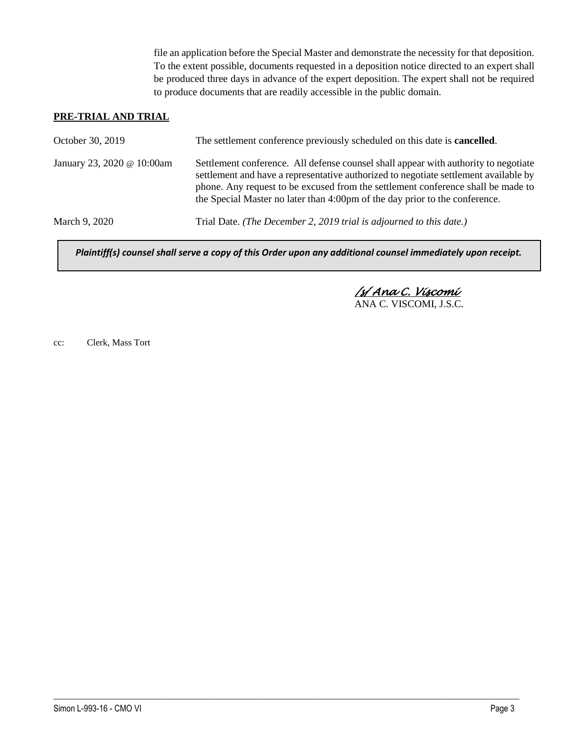file an application before the Special Master and demonstrate the necessity for that deposition. To the extent possible, documents requested in a deposition notice directed to an expert shall be produced three days in advance of the expert deposition. The expert shall not be required to produce documents that are readily accessible in the public domain.

## PRE-TRIAL AND TRIAL

| | |
|---|---|
| October 30, 2019 | The settlement conference previously scheduled on this date is **cancelled**. |
| January 23, 2020 @ 10:00am | Settlement conference. All defense counsel shall appear with authority to negotiate settlement and have a representative authorized to negotiate settlement available by phone. Any request to be excused from the settlement conference shall be made to the Special Master no later than 4:00pm of the day prior to the conference. |
| March 9, 2020 | Trial Date. *(The December 2, 2019 trial is adjourned to this date.)* |

***Plaintiff(s) counsel shall serve a copy of this Order upon any additional counsel immediately upon receipt.***

/s/ Ana C. Viscomi
ANA C. VISCOMI, J.S.C.

cc: Clerk, Mass Tort